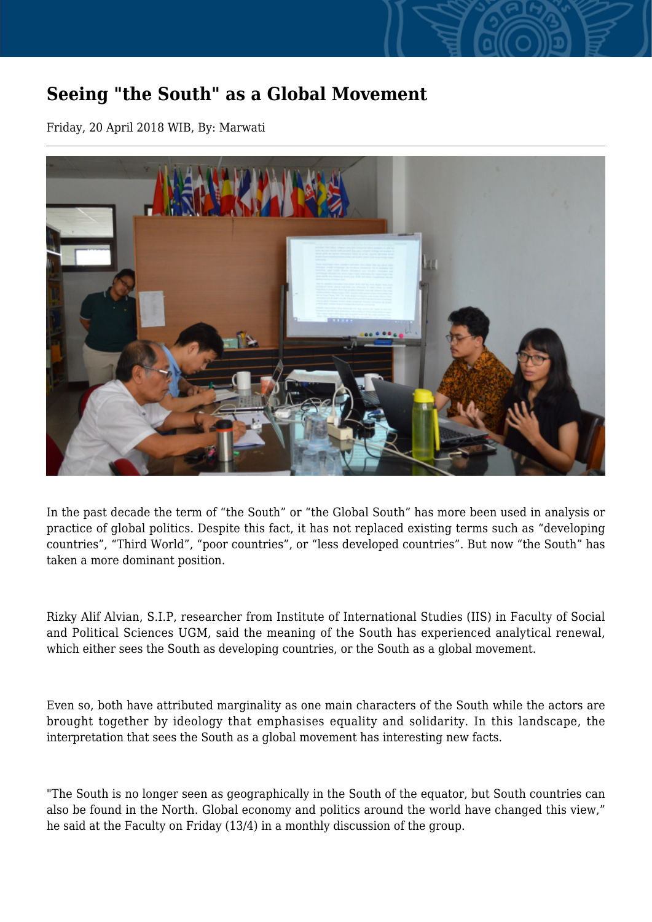# Seeing "the South" as a Global Movement

Friday, 20 April 2018 WIB, By: Marwati

In the past decade the term of "the South" or "the Global South" has more been used in analysis or practice of global politics. Despite this fact, it has not replaced existing terms such as "developing countries", "Third World", "poor countries", or "less developed countries". But now "the South" has taken a more dominant position.

Rizky Alif Alvian, S.I.P, researcher from Institute of International Studies (IIS) in Faculty of Social and Political Sciences UGM, said the meaning of the South has experienced analytical renewal, which either sees the South as developing countries, or the South as a global movement.

Even so, both have attributed marginality as one main characters of the South while the actors are brought together by ideology that emphasises equality and solidarity. In this landscape, the interpretation that sees the South as a global movement has interesting new facts.

"The South is no longer seen as geographically in the South of the equator, but South countries can also be found in the North. Global economy and politics around the world have changed this view," he said at the Faculty on Friday (13/4) in a monthly discussion of the group.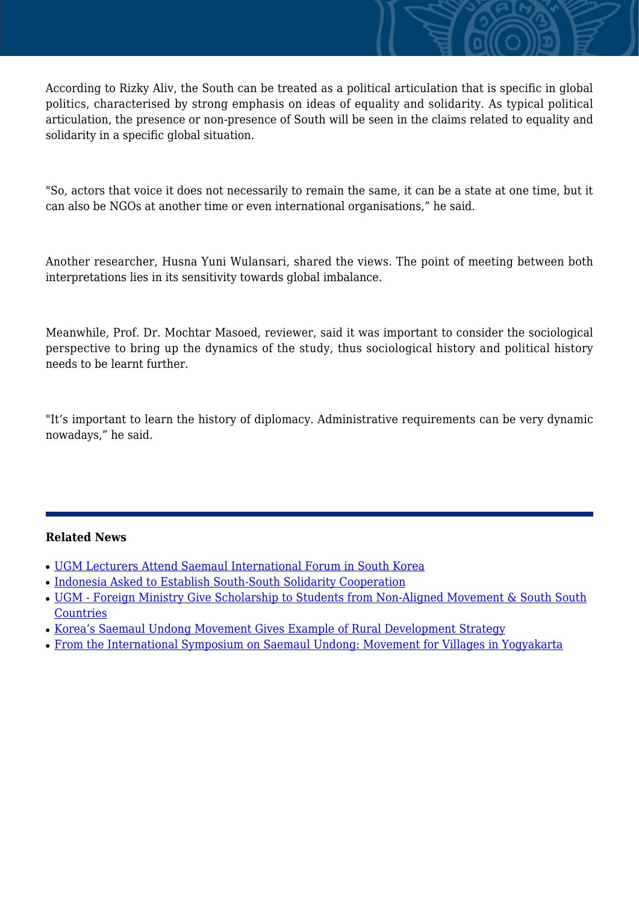According to Rizky Aliv, the South can be treated as a political articulation that is specific in global politics, characterised by strong emphasis on ideas of equality and solidarity. As typical political articulation, the presence or non-presence of South will be seen in the claims related to equality and solidarity in a specific global situation.

"So, actors that voice it does not necessarily to remain the same, it can be a state at one time, but it can also be NGOs at another time or even international organisations," he said.

Another researcher, Husna Yuni Wulansari, shared the views. The point of meeting between both interpretations lies in its sensitivity towards global imbalance.

Meanwhile, Prof. Dr. Mochtar Masoed, reviewer, said it was important to consider the sociological perspective to bring up the dynamics of the study, thus sociological history and political history needs to be learnt further.

"It's important to learn the history of diplomacy. Administrative requirements can be very dynamic nowadays," he said.

---

**Related News**

- UGM Lecturers Attend Saemaul International Forum in South Korea
- Indonesia Asked to Establish South-South Solidarity Cooperation
- UGM - Foreign Ministry Give Scholarship to Students from Non-Aligned Movement & South South Countries
- Korea's Saemaul Undong Movement Gives Example of Rural Development Strategy
- From the International Symposium on Saemaul Undong: Movement for Villages in Yogyakarta